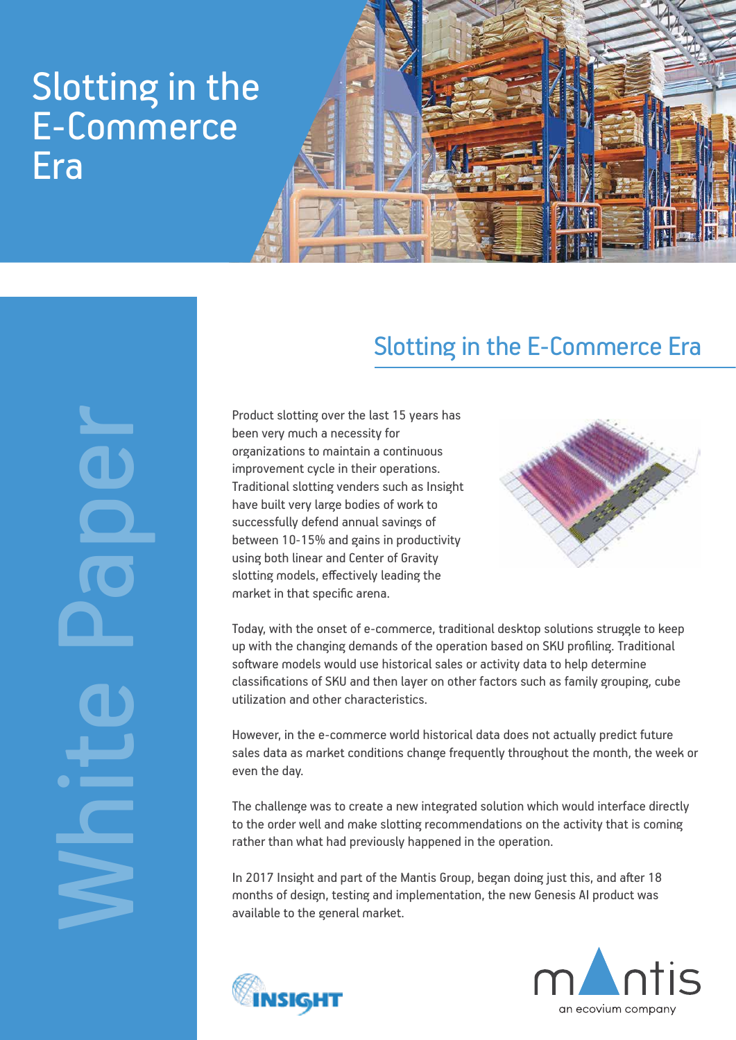# Slotting in the E-Commerce Era

White Paper

## Slotting in the E-Commerce Era

Product slotting over the last 15 years has been very much a necessity for organizations to maintain a continuous improvement cycle in their operations. Traditional slotting venders such as Insight have built very large bodies of work to successfully defend annual savings of between 10-15% and gains in productivity using both linear and Center of Gravity slotting models, effectively leading the market in that specific arena.

Today, with the onset of e-commerce, traditional desktop solutions struggle to keep up with the changing demands of the operation based on SKU profiling. Traditional software models would use historical sales or activity data to help determine classifications of SKU and then layer on other factors such as family grouping, cube utilization and other characteristics.

However, in the e-commerce world historical data does not actually predict future sales data as market conditions change frequently throughout the month, the week or even the day.

The challenge was to create a new integrated solution which would interface directly to the order well and make slotting recommendations on the activity that is coming rather than what had previously happened in the operation.

In 2017 Insight and part of the Mantis Group, began doing just this, and after 18 months of design, testing and implementation, the new Genesis AI product was available to the general market.

INSIGHT

mantis
an ecovium company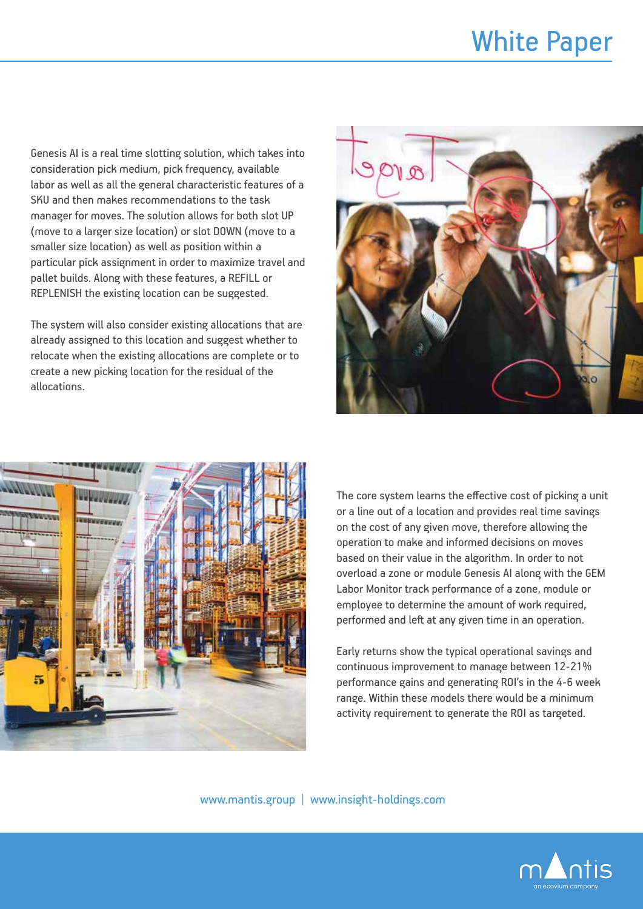# White Paper

Genesis AI is a real time slotting solution, which takes into consideration pick medium, pick frequency, available labor as well as all the general characteristic features of a SKU and then makes recommendations to the task manager for moves. The solution allows for both slot UP (move to a larger size location) or slot DOWN (move to a smaller size location) as well as position within a particular pick assignment in order to maximize travel and pallet builds. Along with these features, a REFILL or REPLENISH the existing location can be suggested.

The system will also consider existing allocations that are already assigned to this location and suggest whether to relocate when the existing allocations are complete or to create a new picking location for the residual of the allocations.

The core system learns the effective cost of picking a unit or a line out of a location and provides real time savings on the cost of any given move, therefore allowing the operation to make and informed decisions on moves based on their value in the algorithm. In order to not overload a zone or module Genesis AI along with the GEM Labor Monitor track performance of a zone, module or employee to determine the amount of work required, performed and left at any given time in an operation.

Early returns show the typical operational savings and continuous improvement to manage between 12-21% performance gains and generating ROI's in the 4-6 week range. Within these models there would be a minimum activity requirement to generate the ROI as targeted.

www.mantis.group | www.insight-holdings.com